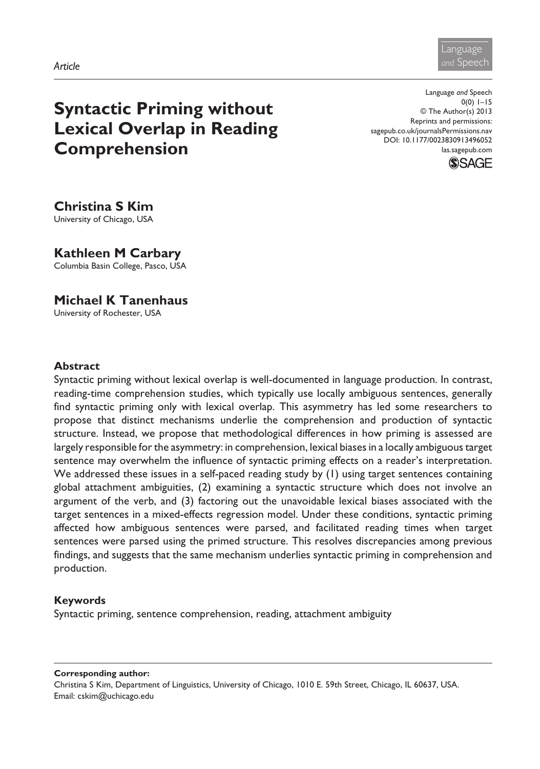*Article*

# Syntactic Priming without Lexical Overlap in Reading Comprehension

**Christina S Kim**
University of Chicago, USA

**Kathleen M Carbary**
Columbia Basin College, Pasco, USA

**Michael K Tanenhaus**
University of Rochester, USA

## Abstract

Syntactic priming without lexical overlap is well-documented in language production. In contrast, reading-time comprehension studies, which typically use locally ambiguous sentences, generally find syntactic priming only with lexical overlap. This asymmetry has led some researchers to propose that distinct mechanisms underlie the comprehension and production of syntactic structure. Instead, we propose that methodological differences in how priming is assessed are largely responsible for the asymmetry: in comprehension, lexical biases in a locally ambiguous target sentence may overwhelm the influence of syntactic priming effects on a reader's interpretation. We addressed these issues in a self-paced reading study by (1) using target sentences containing global attachment ambiguities, (2) examining a syntactic structure which does not involve an argument of the verb, and (3) factoring out the unavoidable lexical biases associated with the target sentences in a mixed-effects regression model. Under these conditions, syntactic priming affected how ambiguous sentences were parsed, and facilitated reading times when target sentences were parsed using the primed structure. This resolves discrepancies among previous findings, and suggests that the same mechanism underlies syntactic priming in comprehension and production.

## Keywords

Syntactic priming, sentence comprehension, reading, attachment ambiguity

**Corresponding author:**
Christina S Kim, Department of Linguistics, University of Chicago, 1010 E. 59th Street, Chicago, IL 60637, USA.
Email: cskim@uchicago.edu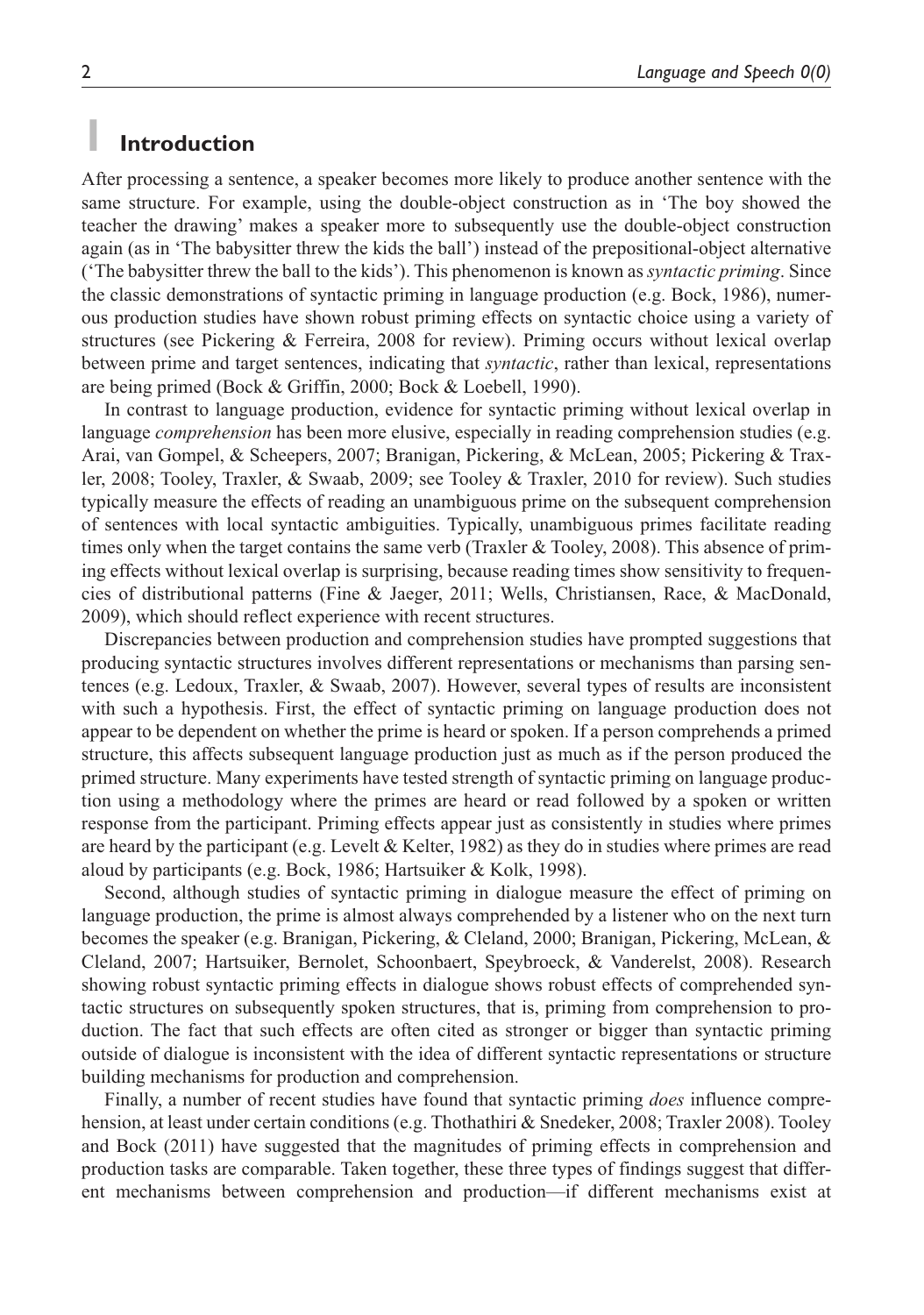## 1 Introduction

After processing a sentence, a speaker becomes more likely to produce another sentence with the same structure. For example, using the double-object construction as in 'The boy showed the teacher the drawing' makes a speaker more to subsequently use the double-object construction again (as in 'The babysitter threw the kids the ball') instead of the prepositional-object alternative ('The babysitter threw the ball to the kids'). This phenomenon is known as *syntactic priming*. Since the classic demonstrations of syntactic priming in language production (e.g. Bock, 1986), numerous production studies have shown robust priming effects on syntactic choice using a variety of structures (see Pickering & Ferreira, 2008 for review). Priming occurs without lexical overlap between prime and target sentences, indicating that *syntactic*, rather than lexical, representations are being primed (Bock & Griffin, 2000; Bock & Loebell, 1990).

In contrast to language production, evidence for syntactic priming without lexical overlap in language *comprehension* has been more elusive, especially in reading comprehension studies (e.g. Arai, van Gompel, & Scheepers, 2007; Branigan, Pickering, & McLean, 2005; Pickering & Traxler, 2008; Tooley, Traxler, & Swaab, 2009; see Tooley & Traxler, 2010 for review). Such studies typically measure the effects of reading an unambiguous prime on the subsequent comprehension of sentences with local syntactic ambiguities. Typically, unambiguous primes facilitate reading times only when the target contains the same verb (Traxler & Tooley, 2008). This absence of priming effects without lexical overlap is surprising, because reading times show sensitivity to frequencies of distributional patterns (Fine & Jaeger, 2011; Wells, Christiansen, Race, & MacDonald, 2009), which should reflect experience with recent structures.

Discrepancies between production and comprehension studies have prompted suggestions that producing syntactic structures involves different representations or mechanisms than parsing sentences (e.g. Ledoux, Traxler, & Swaab, 2007). However, several types of results are inconsistent with such a hypothesis. First, the effect of syntactic priming on language production does not appear to be dependent on whether the prime is heard or spoken. If a person comprehends a primed structure, this affects subsequent language production just as much as if the person produced the primed structure. Many experiments have tested strength of syntactic priming on language production using a methodology where the primes are heard or read followed by a spoken or written response from the participant. Priming effects appear just as consistently in studies where primes are heard by the participant (e.g. Levelt & Kelter, 1982) as they do in studies where primes are read aloud by participants (e.g. Bock, 1986; Hartsuiker & Kolk, 1998).

Second, although studies of syntactic priming in dialogue measure the effect of priming on language production, the prime is almost always comprehended by a listener who on the next turn becomes the speaker (e.g. Branigan, Pickering, & Cleland, 2000; Branigan, Pickering, McLean, & Cleland, 2007; Hartsuiker, Bernolet, Schoonbaert, Speybroeck, & Vanderelst, 2008). Research showing robust syntactic priming effects in dialogue shows robust effects of comprehended syntactic structures on subsequently spoken structures, that is, priming from comprehension to production. The fact that such effects are often cited as stronger or bigger than syntactic priming outside of dialogue is inconsistent with the idea of different syntactic representations or structure building mechanisms for production and comprehension.

Finally, a number of recent studies have found that syntactic priming *does* influence comprehension, at least under certain conditions (e.g. Thothathiri & Snedeker, 2008; Traxler 2008). Tooley and Bock (2011) have suggested that the magnitudes of priming effects in comprehension and production tasks are comparable. Taken together, these three types of findings suggest that different mechanisms between comprehension and production—if different mechanisms exist at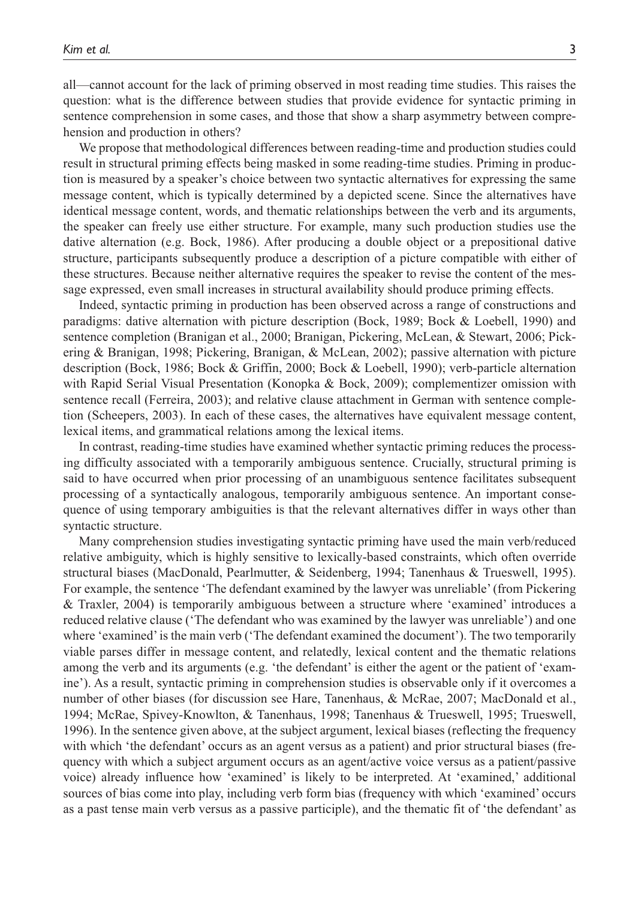all—cannot account for the lack of priming observed in most reading time studies. This raises the question: what is the difference between studies that provide evidence for syntactic priming in sentence comprehension in some cases, and those that show a sharp asymmetry between comprehension and production in others?

We propose that methodological differences between reading-time and production studies could result in structural priming effects being masked in some reading-time studies. Priming in production is measured by a speaker's choice between two syntactic alternatives for expressing the same message content, which is typically determined by a depicted scene. Since the alternatives have identical message content, words, and thematic relationships between the verb and its arguments, the speaker can freely use either structure. For example, many such production studies use the dative alternation (e.g. Bock, 1986). After producing a double object or a prepositional dative structure, participants subsequently produce a description of a picture compatible with either of these structures. Because neither alternative requires the speaker to revise the content of the message expressed, even small increases in structural availability should produce priming effects.

Indeed, syntactic priming in production has been observed across a range of constructions and paradigms: dative alternation with picture description (Bock, 1989; Bock & Loebell, 1990) and sentence completion (Branigan et al., 2000; Branigan, Pickering, McLean, & Stewart, 2006; Pickering & Branigan, 1998; Pickering, Branigan, & McLean, 2002); passive alternation with picture description (Bock, 1986; Bock & Griffin, 2000; Bock & Loebell, 1990); verb-particle alternation with Rapid Serial Visual Presentation (Konopka & Bock, 2009); complementizer omission with sentence recall (Ferreira, 2003); and relative clause attachment in German with sentence completion (Scheepers, 2003). In each of these cases, the alternatives have equivalent message content, lexical items, and grammatical relations among the lexical items.

In contrast, reading-time studies have examined whether syntactic priming reduces the processing difficulty associated with a temporarily ambiguous sentence. Crucially, structural priming is said to have occurred when prior processing of an unambiguous sentence facilitates subsequent processing of a syntactically analogous, temporarily ambiguous sentence. An important consequence of using temporary ambiguities is that the relevant alternatives differ in ways other than syntactic structure.

Many comprehension studies investigating syntactic priming have used the main verb/reduced relative ambiguity, which is highly sensitive to lexically-based constraints, which often override structural biases (MacDonald, Pearlmutter, & Seidenberg, 1994; Tanenhaus & Trueswell, 1995). For example, the sentence 'The defendant examined by the lawyer was unreliable' (from Pickering & Traxler, 2004) is temporarily ambiguous between a structure where 'examined' introduces a reduced relative clause ('The defendant who was examined by the lawyer was unreliable') and one where 'examined' is the main verb ('The defendant examined the document'). The two temporarily viable parses differ in message content, and relatedly, lexical content and the thematic relations among the verb and its arguments (e.g. 'the defendant' is either the agent or the patient of 'examine'). As a result, syntactic priming in comprehension studies is observable only if it overcomes a number of other biases (for discussion see Hare, Tanenhaus, & McRae, 2007; MacDonald et al., 1994; McRae, Spivey-Knowlton, & Tanenhaus, 1998; Tanenhaus & Trueswell, 1995; Trueswell, 1996). In the sentence given above, at the subject argument, lexical biases (reflecting the frequency with which 'the defendant' occurs as an agent versus as a patient) and prior structural biases (frequency with which a subject argument occurs as an agent/active voice versus as a patient/passive voice) already influence how 'examined' is likely to be interpreted. At 'examined,' additional sources of bias come into play, including verb form bias (frequency with which 'examined' occurs as a past tense main verb versus as a passive participle), and the thematic fit of 'the defendant' as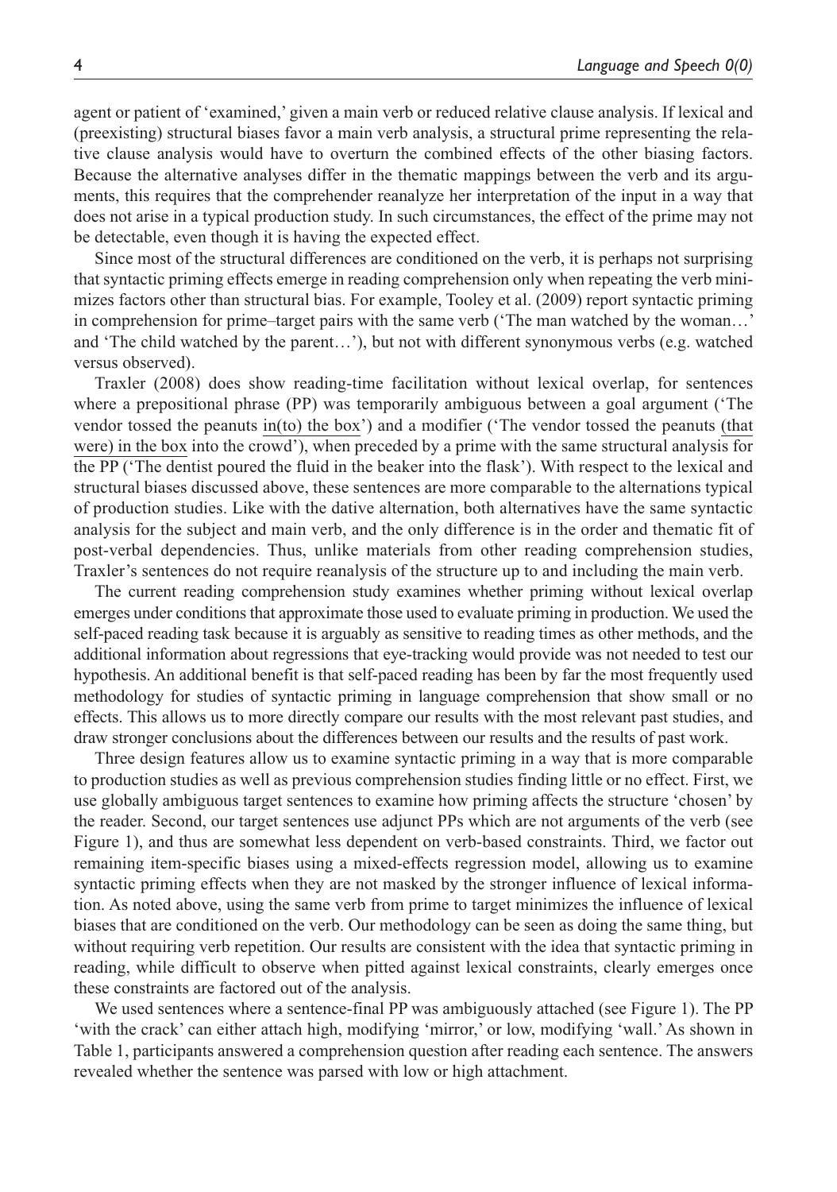agent or patient of 'examined,' given a main verb or reduced relative clause analysis. If lexical and (preexisting) structural biases favor a main verb analysis, a structural prime representing the relative clause analysis would have to overturn the combined effects of the other biasing factors. Because the alternative analyses differ in the thematic mappings between the verb and its arguments, this requires that the comprehender reanalyze her interpretation of the input in a way that does not arise in a typical production study. In such circumstances, the effect of the prime may not be detectable, even though it is having the expected effect.

Since most of the structural differences are conditioned on the verb, it is perhaps not surprising that syntactic priming effects emerge in reading comprehension only when repeating the verb minimizes factors other than structural bias. For example, Tooley et al. (2009) report syntactic priming in comprehension for prime–target pairs with the same verb ('The man watched by the woman…' and 'The child watched by the parent…'), but not with different synonymous verbs (e.g. watched versus observed).

Traxler (2008) does show reading-time facilitation without lexical overlap, for sentences where a prepositional phrase (PP) was temporarily ambiguous between a goal argument ('The vendor tossed the peanuts <u>in(to) the box</u>') and a modifier ('The vendor tossed the peanuts <u>(that were) in the box</u> into the crowd'), when preceded by a prime with the same structural analysis for the PP ('The dentist poured the fluid in the beaker into the flask'). With respect to the lexical and structural biases discussed above, these sentences are more comparable to the alternations typical of production studies. Like with the dative alternation, both alternatives have the same syntactic analysis for the subject and main verb, and the only difference is in the order and thematic fit of post-verbal dependencies. Thus, unlike materials from other reading comprehension studies, Traxler's sentences do not require reanalysis of the structure up to and including the main verb.

The current reading comprehension study examines whether priming without lexical overlap emerges under conditions that approximate those used to evaluate priming in production. We used the self-paced reading task because it is arguably as sensitive to reading times as other methods, and the additional information about regressions that eye-tracking would provide was not needed to test our hypothesis. An additional benefit is that self-paced reading has been by far the most frequently used methodology for studies of syntactic priming in language comprehension that show small or no effects. This allows us to more directly compare our results with the most relevant past studies, and draw stronger conclusions about the differences between our results and the results of past work.

Three design features allow us to examine syntactic priming in a way that is more comparable to production studies as well as previous comprehension studies finding little or no effect. First, we use globally ambiguous target sentences to examine how priming affects the structure 'chosen' by the reader. Second, our target sentences use adjunct PPs which are not arguments of the verb (see Figure 1), and thus are somewhat less dependent on verb-based constraints. Third, we factor out remaining item-specific biases using a mixed-effects regression model, allowing us to examine syntactic priming effects when they are not masked by the stronger influence of lexical information. As noted above, using the same verb from prime to target minimizes the influence of lexical biases that are conditioned on the verb. Our methodology can be seen as doing the same thing, but without requiring verb repetition. Our results are consistent with the idea that syntactic priming in reading, while difficult to observe when pitted against lexical constraints, clearly emerges once these constraints are factored out of the analysis.

We used sentences where a sentence-final PP was ambiguously attached (see Figure 1). The PP 'with the crack' can either attach high, modifying 'mirror,' or low, modifying 'wall.' As shown in Table 1, participants answered a comprehension question after reading each sentence. The answers revealed whether the sentence was parsed with low or high attachment.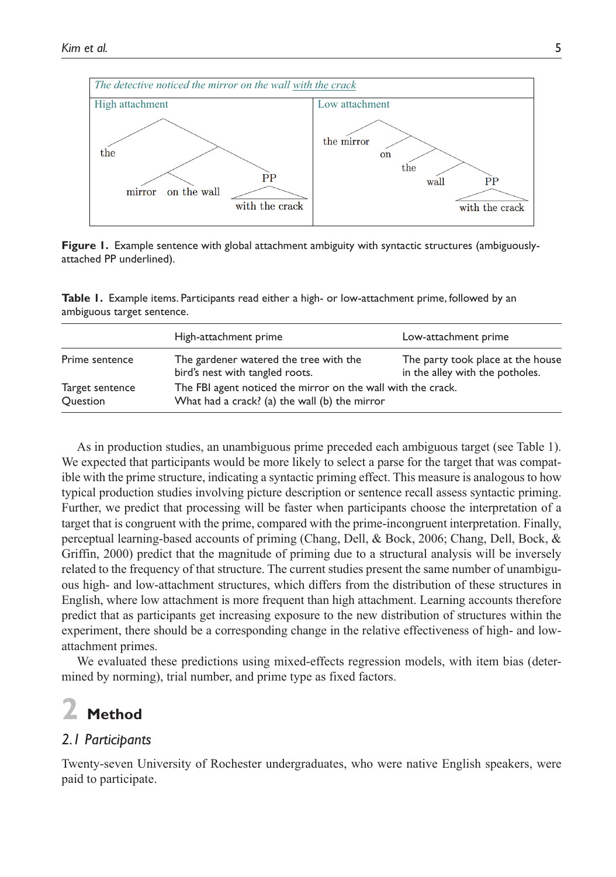| *The detective noticed the mirror on the wall with the crack* | |
|---|---|
| High attachment | Low attachment |
| the mirror on the wall [PP with the crack] | the mirror on the wall [PP with the crack] |

**Figure 1.** Example sentence with global attachment ambiguity with syntactic structures (ambiguously-attached PP underlined).

**Table 1.** Example items. Participants read either a high- or low-attachment prime, followed by an ambiguous target sentence.

| | High-attachment prime | Low-attachment prime |
|---|---|---|
| Prime sentence | The gardener watered the tree with the bird's nest with tangled roots. | The party took place at the house in the alley with the potholes. |
| Target sentence | The FBI agent noticed the mirror on the wall with the crack. | |
| Question | What had a crack? (a) the wall (b) the mirror | |

As in production studies, an unambiguous prime preceded each ambiguous target (see Table 1). We expected that participants would be more likely to select a parse for the target that was compatible with the prime structure, indicating a syntactic priming effect. This measure is analogous to how typical production studies involving picture description or sentence recall assess syntactic priming. Further, we predict that processing will be faster when participants choose the interpretation of a target that is congruent with the prime, compared with the prime-incongruent interpretation. Finally, perceptual learning-based accounts of priming (Chang, Dell, & Bock, 2006; Chang, Dell, Bock, & Griffin, 2000) predict that the magnitude of priming due to a structural analysis will be inversely related to the frequency of that structure. The current studies present the same number of unambiguous high- and low-attachment structures, which differs from the distribution of these structures in English, where low attachment is more frequent than high attachment. Learning accounts therefore predict that as participants get increasing exposure to the new distribution of structures within the experiment, there should be a corresponding change in the relative effectiveness of high- and low-attachment primes.

We evaluated these predictions using mixed-effects regression models, with item bias (determined by norming), trial number, and prime type as fixed factors.

# 2 Method

## 2.1 Participants

Twenty-seven University of Rochester undergraduates, who were native English speakers, were paid to participate.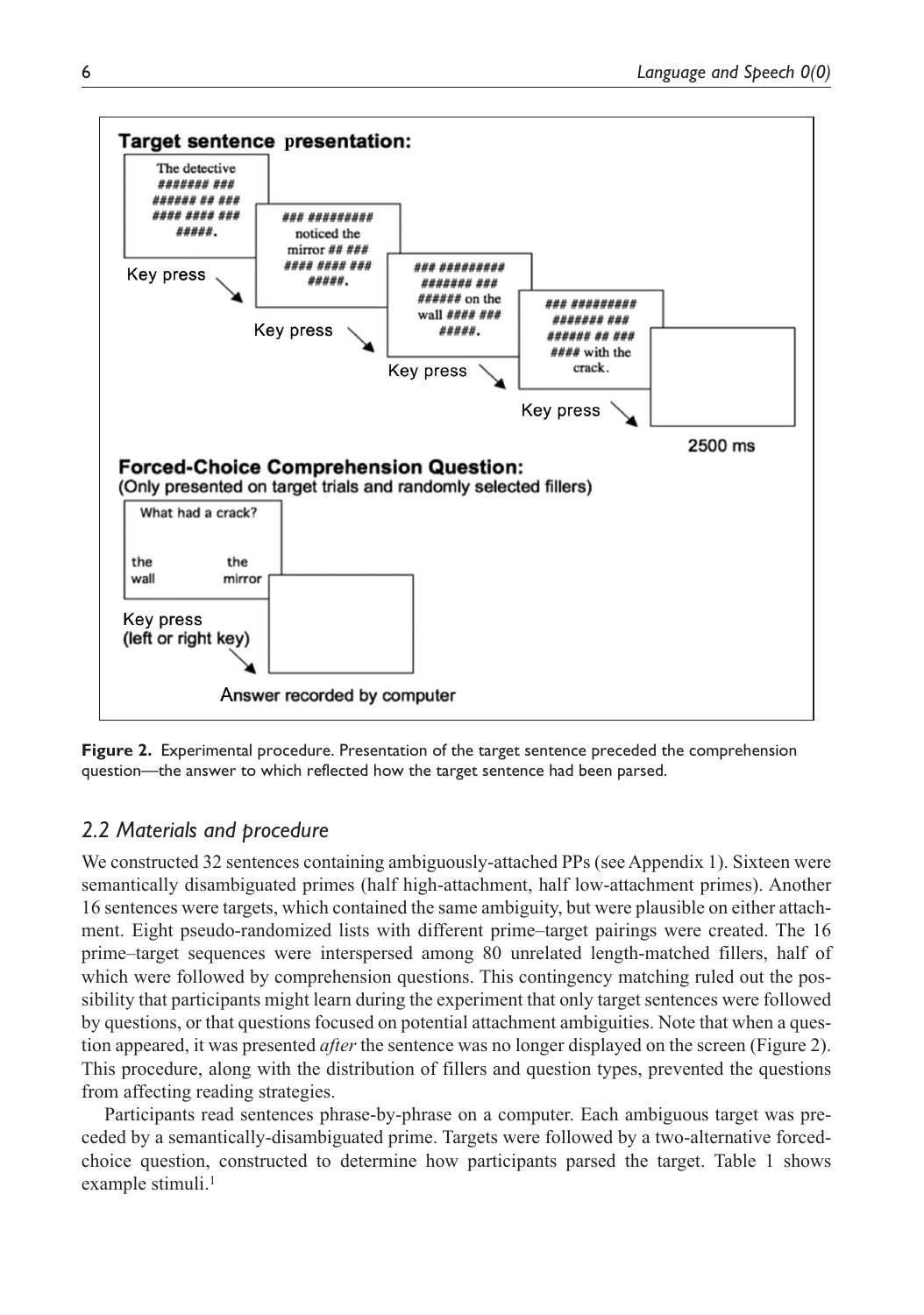**Figure 2.** Experimental procedure. Presentation of the target sentence preceded the comprehension question—the answer to which reflected how the target sentence had been parsed.

## 2.2 Materials and procedure

We constructed 32 sentences containing ambiguously-attached PPs (see Appendix 1). Sixteen were semantically disambiguated primes (half high-attachment, half low-attachment primes). Another 16 sentences were targets, which contained the same ambiguity, but were plausible on either attachment. Eight pseudo-randomized lists with different prime–target pairings were created. The 16 prime–target sequences were interspersed among 80 unrelated length-matched fillers, half of which were followed by comprehension questions. This contingency matching ruled out the possibility that participants might learn during the experiment that only target sentences were followed by questions, or that questions focused on potential attachment ambiguities. Note that when a question appeared, it was presented *after* the sentence was no longer displayed on the screen (Figure 2). This procedure, along with the distribution of fillers and question types, prevented the questions from affecting reading strategies.

Participants read sentences phrase-by-phrase on a computer. Each ambiguous target was preceded by a semantically-disambiguated prime. Targets were followed by a two-alternative forced-choice question, constructed to determine how participants parsed the target. Table 1 shows example stimuli.[1]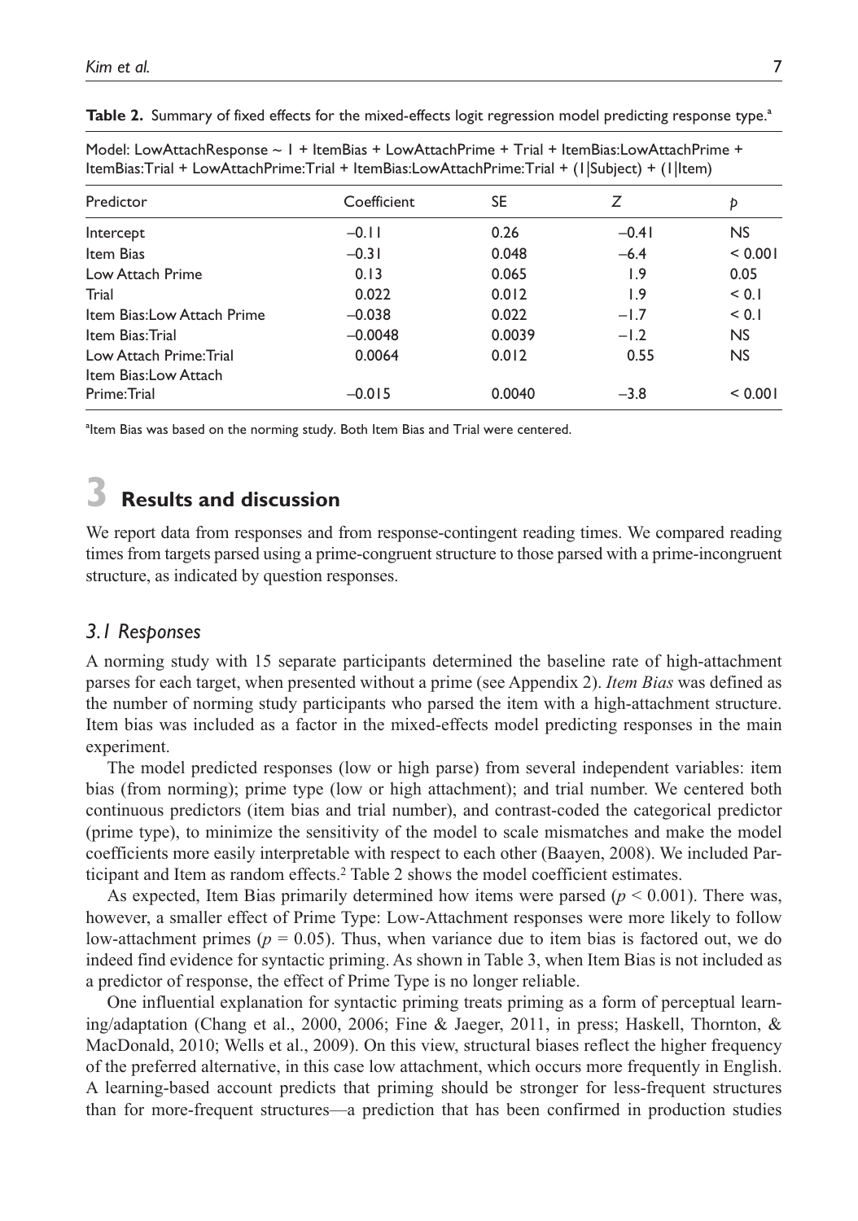**Table 2.** Summary of fixed effects for the mixed-effects logit regression model predicting response type.[a]

Model: LowAttachResponse ~ 1 + ItemBias + LowAttachPrime + Trial + ItemBias:LowAttachPrime + ItemBias:Trial + LowAttachPrime:Trial + ItemBias:LowAttachPrime:Trial + (1|Subject) + (1|Item)

| Predictor | Coefficient | SE | Z | p |
|---|---|---|---|---|
| Intercept | −0.11 | 0.26 | −0.41 | NS |
| Item Bias | −0.31 | 0.048 | −6.4 | < 0.001 |
| Low Attach Prime | 0.13 | 0.065 | 1.9 | 0.05 |
| Trial | 0.022 | 0.012 | 1.9 | < 0.1 |
| Item Bias:Low Attach Prime | −0.038 | 0.022 | −1.7 | < 0.1 |
| Item Bias:Trial | −0.0048 | 0.0039 | −1.2 | NS |
| Low Attach Prime:Trial | 0.0064 | 0.012 | 0.55 | NS |
| Item Bias:Low Attach Prime:Trial | −0.015 | 0.0040 | −3.8 | < 0.001 |

[a]Item Bias was based on the norming study. Both Item Bias and Trial were centered.

# 3 Results and discussion

We report data from responses and from response-contingent reading times. We compared reading times from targets parsed using a prime-congruent structure to those parsed with a prime-incongruent structure, as indicated by question responses.

## 3.1 Responses

A norming study with 15 separate participants determined the baseline rate of high-attachment parses for each target, when presented without a prime (see Appendix 2). *Item Bias* was defined as the number of norming study participants who parsed the item with a high-attachment structure. Item bias was included as a factor in the mixed-effects model predicting responses in the main experiment.

The model predicted responses (low or high parse) from several independent variables: item bias (from norming); prime type (low or high attachment); and trial number. We centered both continuous predictors (item bias and trial number), and contrast-coded the categorical predictor (prime type), to minimize the sensitivity of the model to scale mismatches and make the model coefficients more easily interpretable with respect to each other (Baayen, 2008). We included Participant and Item as random effects.[2] Table 2 shows the model coefficient estimates.

As expected, Item Bias primarily determined how items were parsed ($p < 0.001$). There was, however, a smaller effect of Prime Type: Low-Attachment responses were more likely to follow low-attachment primes ($p = 0.05$). Thus, when variance due to item bias is factored out, we do indeed find evidence for syntactic priming. As shown in Table 3, when Item Bias is not included as a predictor of response, the effect of Prime Type is no longer reliable.

One influential explanation for syntactic priming treats priming as a form of perceptual learning/adaptation (Chang et al., 2000, 2006; Fine & Jaeger, 2011, in press; Haskell, Thornton, & MacDonald, 2010; Wells et al., 2009). On this view, structural biases reflect the higher frequency of the preferred alternative, in this case low attachment, which occurs more frequently in English. A learning-based account predicts that priming should be stronger for less-frequent structures than for more-frequent structures—a prediction that has been confirmed in production studies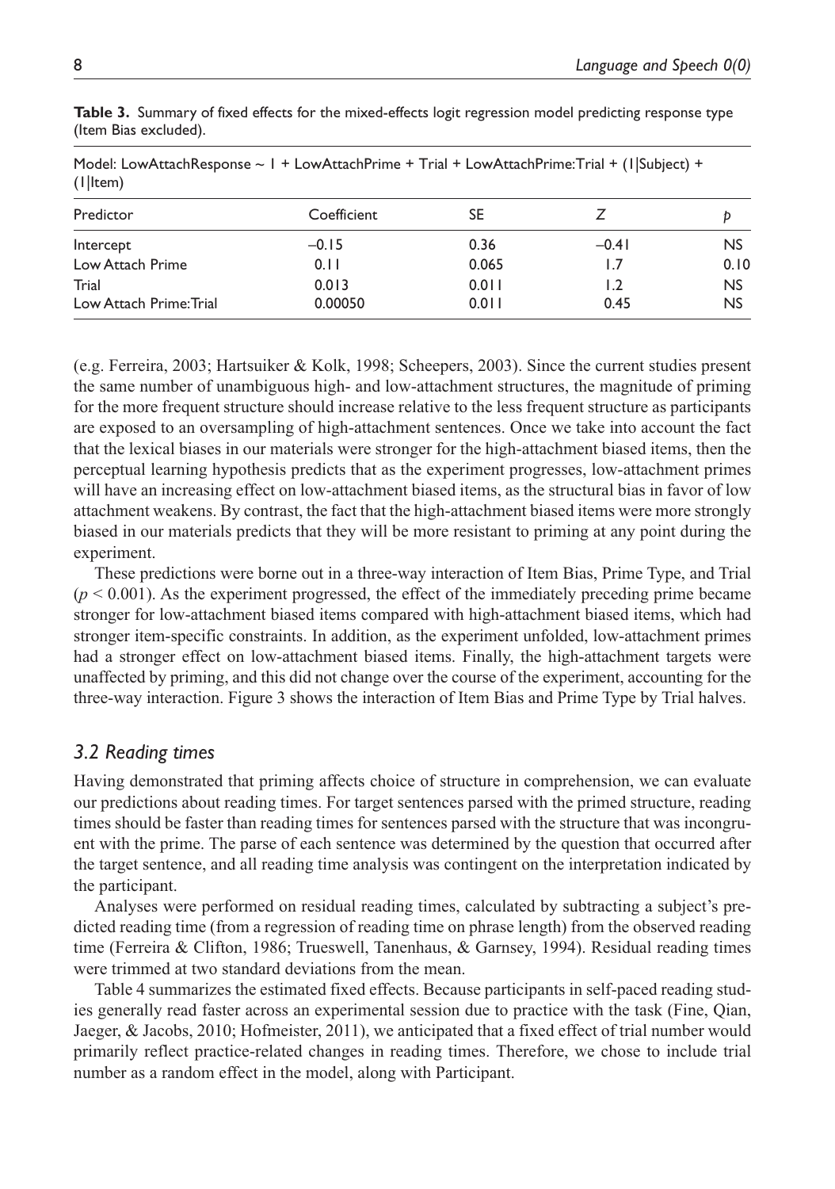**Table 3.** Summary of fixed effects for the mixed-effects logit regression model predicting response type (Item Bias excluded).

Model: LowAttachResponse ~ 1 + LowAttachPrime + Trial + LowAttachPrime:Trial + (1|Subject) + (1|Item)

| Predictor | Coefficient | SE | Z | p |
|---|---|---|---|---|
| Intercept | −0.15 | 0.36 | −0.41 | NS |
| Low Attach Prime | 0.11 | 0.065 | 1.7 | 0.10 |
| Trial | 0.013 | 0.011 | 1.2 | NS |
| Low Attach Prime:Trial | 0.00050 | 0.011 | 0.45 | NS |

(e.g. Ferreira, 2003; Hartsuiker & Kolk, 1998; Scheepers, 2003). Since the current studies present the same number of unambiguous high- and low-attachment structures, the magnitude of priming for the more frequent structure should increase relative to the less frequent structure as participants are exposed to an oversampling of high-attachment sentences. Once we take into account the fact that the lexical biases in our materials were stronger for the high-attachment biased items, then the perceptual learning hypothesis predicts that as the experiment progresses, low-attachment primes will have an increasing effect on low-attachment biased items, as the structural bias in favor of low attachment weakens. By contrast, the fact that the high-attachment biased items were more strongly biased in our materials predicts that they will be more resistant to priming at any point during the experiment.

These predictions were borne out in a three-way interaction of Item Bias, Prime Type, and Trial ($p < 0.001$). As the experiment progressed, the effect of the immediately preceding prime became stronger for low-attachment biased items compared with high-attachment biased items, which had stronger item-specific constraints. In addition, as the experiment unfolded, low-attachment primes had a stronger effect on low-attachment biased items. Finally, the high-attachment targets were unaffected by priming, and this did not change over the course of the experiment, accounting for the three-way interaction. Figure 3 shows the interaction of Item Bias and Prime Type by Trial halves.

## *3.2 Reading times*

Having demonstrated that priming affects choice of structure in comprehension, we can evaluate our predictions about reading times. For target sentences parsed with the primed structure, reading times should be faster than reading times for sentences parsed with the structure that was incongruent with the prime. The parse of each sentence was determined by the question that occurred after the target sentence, and all reading time analysis was contingent on the interpretation indicated by the participant.

Analyses were performed on residual reading times, calculated by subtracting a subject's predicted reading time (from a regression of reading time on phrase length) from the observed reading time (Ferreira & Clifton, 1986; Trueswell, Tanenhaus, & Garnsey, 1994). Residual reading times were trimmed at two standard deviations from the mean.

Table 4 summarizes the estimated fixed effects. Because participants in self-paced reading studies generally read faster across an experimental session due to practice with the task (Fine, Qian, Jaeger, & Jacobs, 2010; Hofmeister, 2011), we anticipated that a fixed effect of trial number would primarily reflect practice-related changes in reading times. Therefore, we chose to include trial number as a random effect in the model, along with Participant.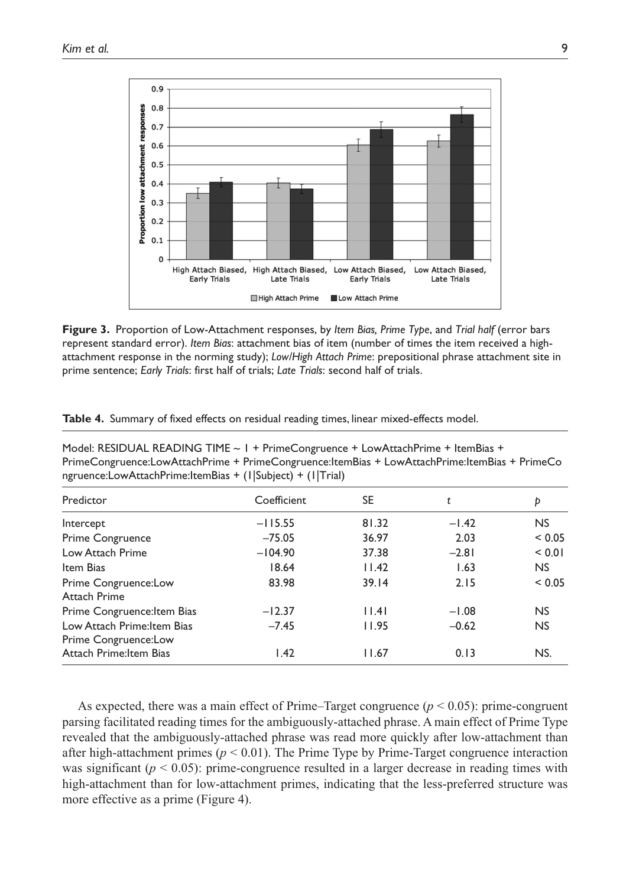**Figure 3.** Proportion of Low-Attachment responses, by *Item Bias, Prime Type*, and *Trial half* (error bars represent standard error). *Item Bias*: attachment bias of item (number of times the item received a high-attachment response in the norming study); *Low/High Attach Prime*: prepositional phrase attachment site in prime sentence; *Early Trials*: first half of trials; *Late Trials*: second half of trials.

**Table 4.** Summary of fixed effects on residual reading times, linear mixed-effects model.

Model: RESIDUAL READING TIME ~ 1 + PrimeCongruence + LowAttachPrime + ItemBias + PrimeCongruence:LowAttachPrime + PrimeCongruence:ItemBias + LowAttachPrime:ItemBias + PrimeCongruence:LowAttachPrime:ItemBias + (1|Subject) + (1|Trial)

| Predictor | Coefficient | SE | *t* | *p* |
|---|---|---|---|---|
| Intercept | −115.55 | 81.32 | −1.42 | NS |
| Prime Congruence | −75.05 | 36.97 | 2.03 | < 0.05 |
| Low Attach Prime | −104.90 | 37.38 | −2.81 | < 0.01 |
| Item Bias | 18.64 | 11.42 | 1.63 | NS |
| Prime Congruence:Low Attach Prime | 83.98 | 39.14 | 2.15 | < 0.05 |
| Prime Congruence:Item Bias | −12.37 | 11.41 | −1.08 | NS |
| Low Attach Prime:Item Bias | −7.45 | 11.95 | −0.62 | NS |
| Prime Congruence:Low Attach Prime:Item Bias | 1.42 | 11.67 | 0.13 | NS. |

As expected, there was a main effect of Prime–Target congruence ($p < 0.05$): prime-congruent parsing facilitated reading times for the ambiguously-attached phrase. A main effect of Prime Type revealed that the ambiguously-attached phrase was read more quickly after low-attachment than after high-attachment primes ($p < 0.01$). The Prime Type by Prime-Target congruence interaction was significant ($p < 0.05$): prime-congruence resulted in a larger decrease in reading times with high-attachment than for low-attachment primes, indicating that the less-preferred structure was more effective as a prime (Figure 4).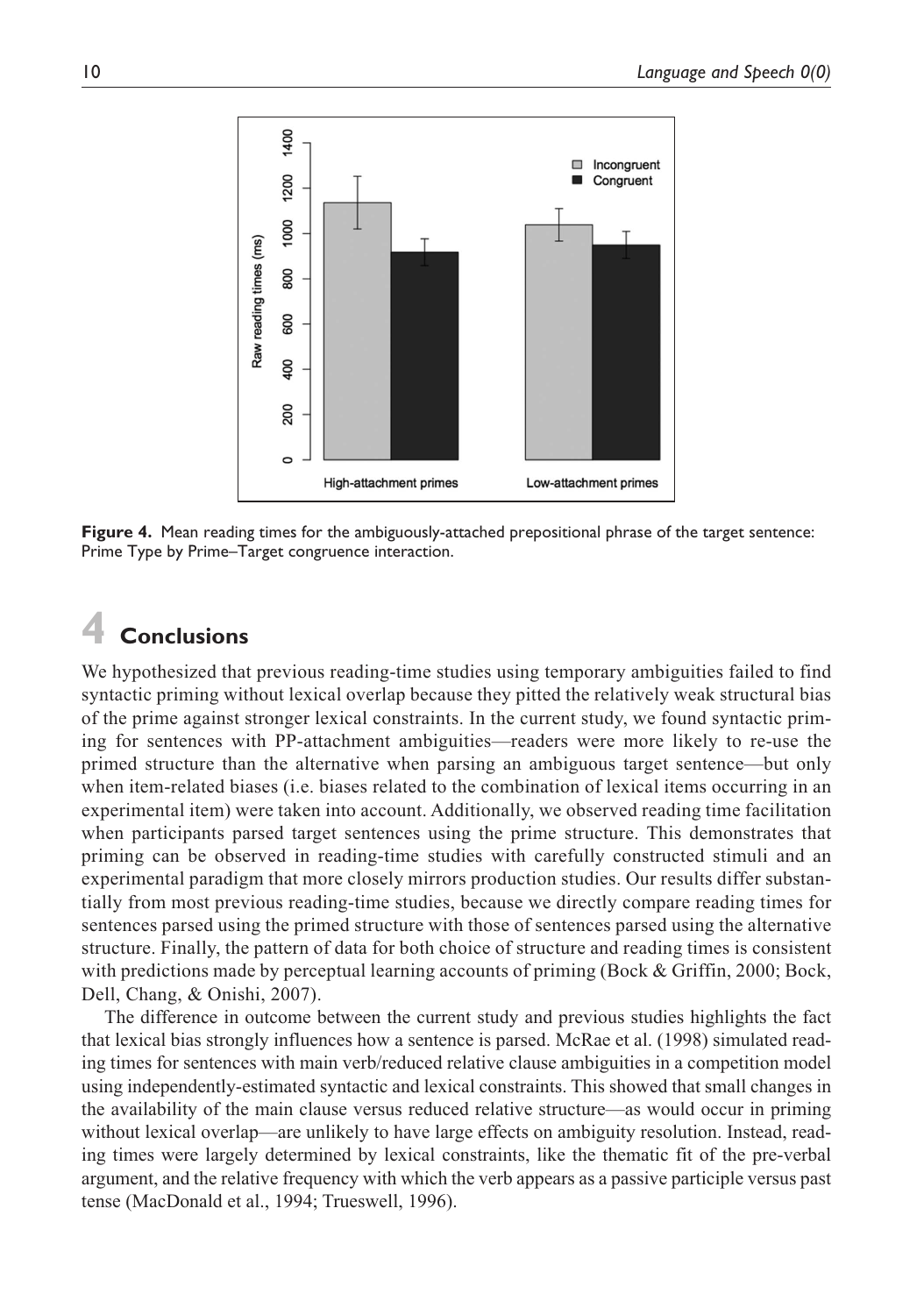Raw reading times (ms)

0
200
400
600
800
1000
1200
1400

Incongruent
Congruent

High-attachment primes
Low-attachment primes

**Figure 4.** Mean reading times for the ambiguously-attached prepositional phrase of the target sentence: Prime Type by Prime–Target congruence interaction.

# 4 Conclusions

We hypothesized that previous reading-time studies using temporary ambiguities failed to find syntactic priming without lexical overlap because they pitted the relatively weak structural bias of the prime against stronger lexical constraints. In the current study, we found syntactic priming for sentences with PP-attachment ambiguities—readers were more likely to re-use the primed structure than the alternative when parsing an ambiguous target sentence—but only when item-related biases (i.e. biases related to the combination of lexical items occurring in an experimental item) were taken into account. Additionally, we observed reading time facilitation when participants parsed target sentences using the prime structure. This demonstrates that priming can be observed in reading-time studies with carefully constructed stimuli and an experimental paradigm that more closely mirrors production studies. Our results differ substantially from most previous reading-time studies, because we directly compare reading times for sentences parsed using the primed structure with those of sentences parsed using the alternative structure. Finally, the pattern of data for both choice of structure and reading times is consistent with predictions made by perceptual learning accounts of priming (Bock & Griffin, 2000; Bock, Dell, Chang, & Onishi, 2007).

The difference in outcome between the current study and previous studies highlights the fact that lexical bias strongly influences how a sentence is parsed. McRae et al. (1998) simulated reading times for sentences with main verb/reduced relative clause ambiguities in a competition model using independently-estimated syntactic and lexical constraints. This showed that small changes in the availability of the main clause versus reduced relative structure—as would occur in priming without lexical overlap—are unlikely to have large effects on ambiguity resolution. Instead, reading times were largely determined by lexical constraints, like the thematic fit of the pre-verbal argument, and the relative frequency with which the verb appears as a passive participle versus past tense (MacDonald et al., 1994; Trueswell, 1996).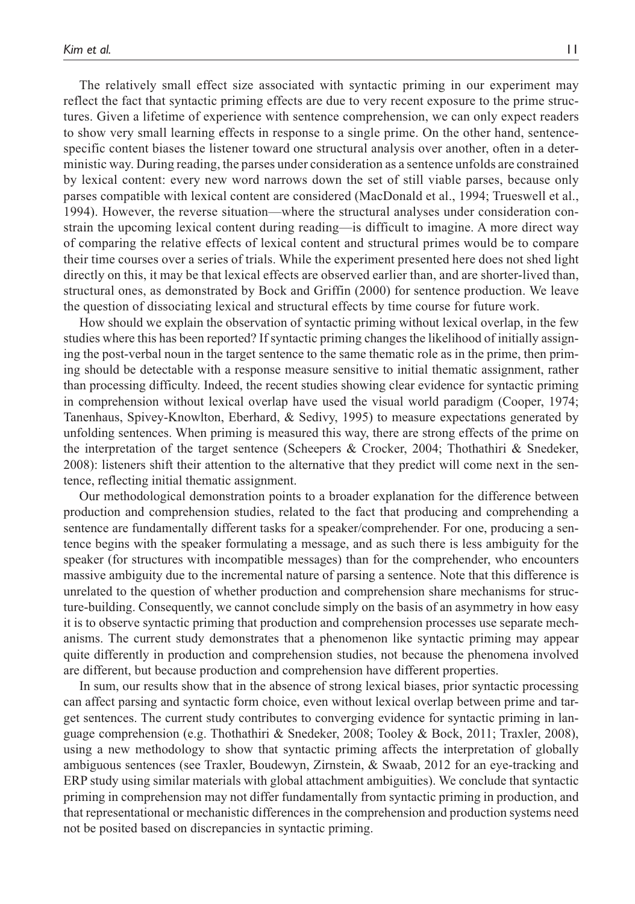The relatively small effect size associated with syntactic priming in our experiment may reflect the fact that syntactic priming effects are due to very recent exposure to the prime structures. Given a lifetime of experience with sentence comprehension, we can only expect readers to show very small learning effects in response to a single prime. On the other hand, sentence-specific content biases the listener toward one structural analysis over another, often in a deterministic way. During reading, the parses under consideration as a sentence unfolds are constrained by lexical content: every new word narrows down the set of still viable parses, because only parses compatible with lexical content are considered (MacDonald et al., 1994; Trueswell et al., 1994). However, the reverse situation—where the structural analyses under consideration constrain the upcoming lexical content during reading—is difficult to imagine. A more direct way of comparing the relative effects of lexical content and structural primes would be to compare their time courses over a series of trials. While the experiment presented here does not shed light directly on this, it may be that lexical effects are observed earlier than, and are shorter-lived than, structural ones, as demonstrated by Bock and Griffin (2000) for sentence production. We leave the question of dissociating lexical and structural effects by time course for future work.

How should we explain the observation of syntactic priming without lexical overlap, in the few studies where this has been reported? If syntactic priming changes the likelihood of initially assigning the post-verbal noun in the target sentence to the same thematic role as in the prime, then priming should be detectable with a response measure sensitive to initial thematic assignment, rather than processing difficulty. Indeed, the recent studies showing clear evidence for syntactic priming in comprehension without lexical overlap have used the visual world paradigm (Cooper, 1974; Tanenhaus, Spivey-Knowlton, Eberhard, & Sedivy, 1995) to measure expectations generated by unfolding sentences. When priming is measured this way, there are strong effects of the prime on the interpretation of the target sentence (Scheepers & Crocker, 2004; Thothathiri & Snedeker, 2008): listeners shift their attention to the alternative that they predict will come next in the sentence, reflecting initial thematic assignment.

Our methodological demonstration points to a broader explanation for the difference between production and comprehension studies, related to the fact that producing and comprehending a sentence are fundamentally different tasks for a speaker/comprehender. For one, producing a sentence begins with the speaker formulating a message, and as such there is less ambiguity for the speaker (for structures with incompatible messages) than for the comprehender, who encounters massive ambiguity due to the incremental nature of parsing a sentence. Note that this difference is unrelated to the question of whether production and comprehension share mechanisms for structure-building. Consequently, we cannot conclude simply on the basis of an asymmetry in how easy it is to observe syntactic priming that production and comprehension processes use separate mechanisms. The current study demonstrates that a phenomenon like syntactic priming may appear quite differently in production and comprehension studies, not because the phenomena involved are different, but because production and comprehension have different properties.

In sum, our results show that in the absence of strong lexical biases, prior syntactic processing can affect parsing and syntactic form choice, even without lexical overlap between prime and target sentences. The current study contributes to converging evidence for syntactic priming in language comprehension (e.g. Thothathiri & Snedeker, 2008; Tooley & Bock, 2011; Traxler, 2008), using a new methodology to show that syntactic priming affects the interpretation of globally ambiguous sentences (see Traxler, Boudewyn, Zirnstein, & Swaab, 2012 for an eye-tracking and ERP study using similar materials with global attachment ambiguities). We conclude that syntactic priming in comprehension may not differ fundamentally from syntactic priming in production, and that representational or mechanistic differences in the comprehension and production systems need not be posited based on discrepancies in syntactic priming.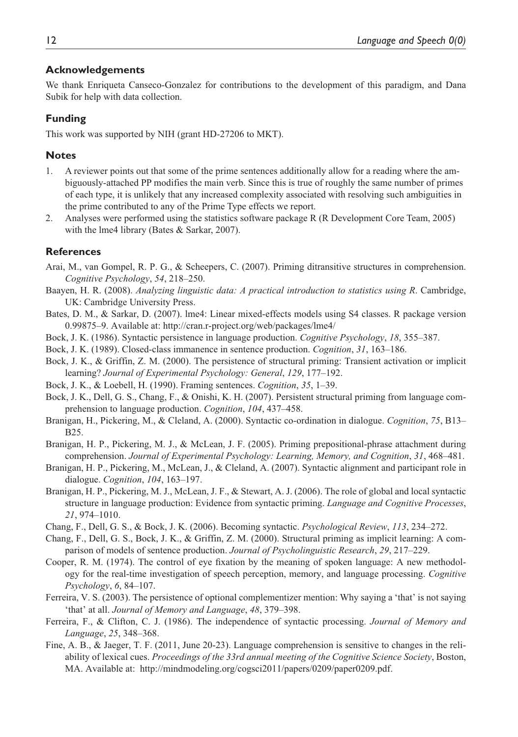## Acknowledgements

We thank Enriqueta Canseco-Gonzalez for contributions to the development of this paradigm, and Dana Subik for help with data collection.

## Funding

This work was supported by NIH (grant HD-27206 to MKT).

## Notes

1. A reviewer points out that some of the prime sentences additionally allow for a reading where the ambiguously-attached PP modifies the main verb. Since this is true of roughly the same number of primes of each type, it is unlikely that any increased complexity associated with resolving such ambiguities in the prime contributed to any of the Prime Type effects we report.
2. Analyses were performed using the statistics software package R (R Development Core Team, 2005) with the lme4 library (Bates & Sarkar, 2007).

## References

Arai, M., van Gompel, R. P. G., & Scheepers, C. (2007). Priming ditransitive structures in comprehension. *Cognitive Psychology*, *54*, 218–250.

Baayen, H. R. (2008). *Analyzing linguistic data: A practical introduction to statistics using R*. Cambridge, UK: Cambridge University Press.

Bates, D. M., & Sarkar, D. (2007). lme4: Linear mixed-effects models using S4 classes. R package version 0.99875–9. Available at: http://cran.r-project.org/web/packages/lme4/

Bock, J. K. (1986). Syntactic persistence in language production. *Cognitive Psychology*, *18*, 355–387.

Bock, J. K. (1989). Closed-class immanence in sentence production. *Cognition*, *31*, 163–186.

Bock, J. K., & Griffin, Z. M. (2000). The persistence of structural priming: Transient activation or implicit learning? *Journal of Experimental Psychology: General*, *129*, 177–192.

Bock, J. K., & Loebell, H. (1990). Framing sentences. *Cognition*, *35*, 1–39.

Bock, J. K., Dell, G. S., Chang, F., & Onishi, K. H. (2007). Persistent structural priming from language comprehension to language production. *Cognition*, *104*, 437–458.

Branigan, H., Pickering, M., & Cleland, A. (2000). Syntactic co-ordination in dialogue. *Cognition*, *75*, B13–B25.

Branigan, H. P., Pickering, M. J., & McLean, J. F. (2005). Priming prepositional-phrase attachment during comprehension. *Journal of Experimental Psychology: Learning, Memory, and Cognition*, *31*, 468–481.

Branigan, H. P., Pickering, M., McLean, J., & Cleland, A. (2007). Syntactic alignment and participant role in dialogue. *Cognition*, *104*, 163–197.

Branigan, H. P., Pickering, M. J., McLean, J. F., & Stewart, A. J. (2006). The role of global and local syntactic structure in language production: Evidence from syntactic priming. *Language and Cognitive Processes*, *21*, 974–1010.

Chang, F., Dell, G. S., & Bock, J. K. (2006). Becoming syntactic. *Psychological Review*, *113*, 234–272.

Chang, F., Dell, G. S., Bock, J. K., & Griffin, Z. M. (2000). Structural priming as implicit learning: A comparison of models of sentence production. *Journal of Psycholinguistic Research*, *29*, 217–229.

Cooper, R. M. (1974). The control of eye fixation by the meaning of spoken language: A new methodology for the real-time investigation of speech perception, memory, and language processing. *Cognitive Psychology*, *6*, 84–107.

Ferreira, V. S. (2003). The persistence of optional complementizer mention: Why saying a 'that' is not saying 'that' at all. *Journal of Memory and Language*, *48*, 379–398.

Ferreira, F., & Clifton, C. J. (1986). The independence of syntactic processing. *Journal of Memory and Language*, *25*, 348–368.

Fine, A. B., & Jaeger, T. F. (2011, June 20-23). Language comprehension is sensitive to changes in the reliability of lexical cues. *Proceedings of the 33rd annual meeting of the Cognitive Science Society*, Boston, MA. Available at: http://mindmodeling.org/cogsci2011/papers/0209/paper0209.pdf.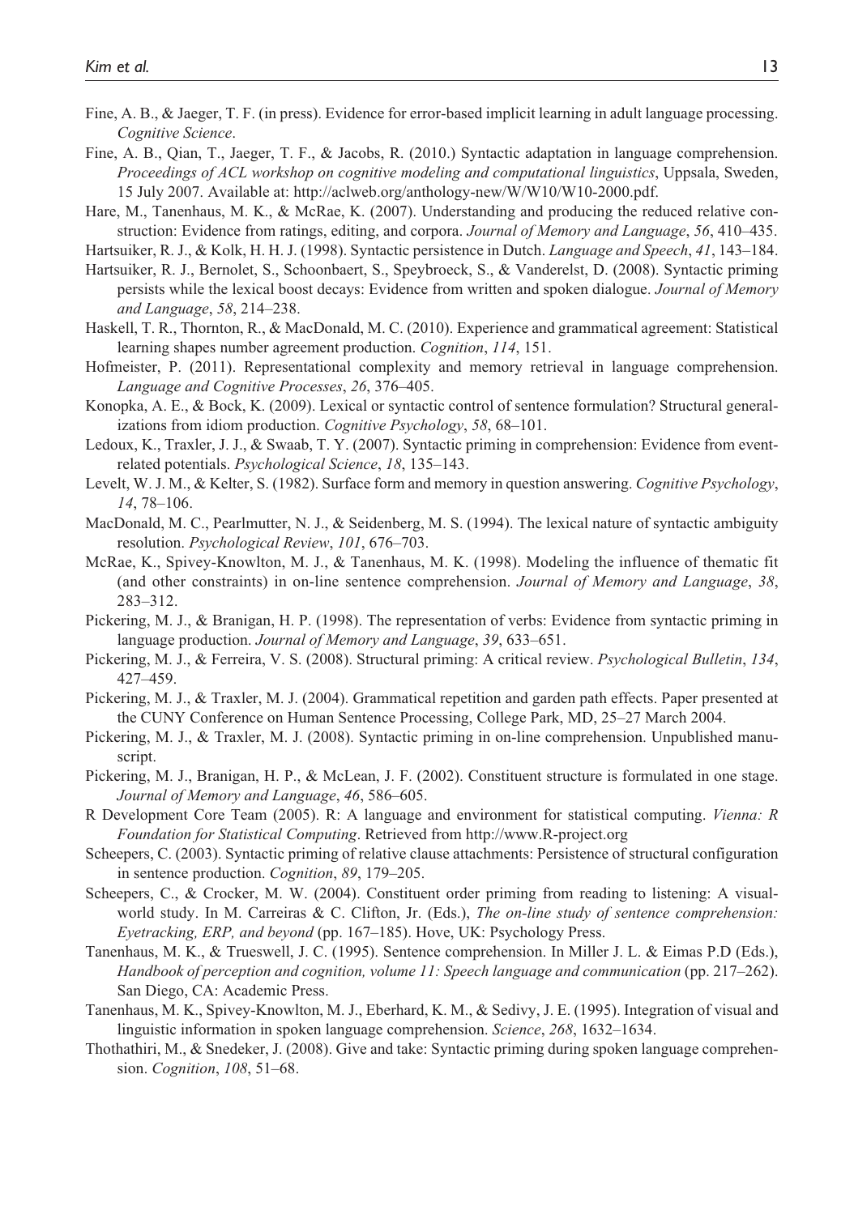Fine, A. B., & Jaeger, T. F. (in press). Evidence for error-based implicit learning in adult language processing. *Cognitive Science*.

Fine, A. B., Qian, T., Jaeger, T. F., & Jacobs, R. (2010.) Syntactic adaptation in language comprehension. *Proceedings of ACL workshop on cognitive modeling and computational linguistics*, Uppsala, Sweden, 15 July 2007. Available at: http://aclweb.org/anthology-new/W/W10/W10-2000.pdf.

Hare, M., Tanenhaus, M. K., & McRae, K. (2007). Understanding and producing the reduced relative construction: Evidence from ratings, editing, and corpora. *Journal of Memory and Language*, *56*, 410–435.

Hartsuiker, R. J., & Kolk, H. H. J. (1998). Syntactic persistence in Dutch. *Language and Speech*, *41*, 143–184.

Hartsuiker, R. J., Bernolet, S., Schoonbaert, S., Speybroeck, S., & Vanderelst, D. (2008). Syntactic priming persists while the lexical boost decays: Evidence from written and spoken dialogue. *Journal of Memory and Language*, *58*, 214–238.

Haskell, T. R., Thornton, R., & MacDonald, M. C. (2010). Experience and grammatical agreement: Statistical learning shapes number agreement production. *Cognition*, *114*, 151.

Hofmeister, P. (2011). Representational complexity and memory retrieval in language comprehension. *Language and Cognitive Processes*, *26*, 376–405.

Konopka, A. E., & Bock, K. (2009). Lexical or syntactic control of sentence formulation? Structural generalizations from idiom production. *Cognitive Psychology*, *58*, 68–101.

Ledoux, K., Traxler, J. J., & Swaab, T. Y. (2007). Syntactic priming in comprehension: Evidence from event-related potentials. *Psychological Science*, *18*, 135–143.

Levelt, W. J. M., & Kelter, S. (1982). Surface form and memory in question answering. *Cognitive Psychology*, *14*, 78–106.

MacDonald, M. C., Pearlmutter, N. J., & Seidenberg, M. S. (1994). The lexical nature of syntactic ambiguity resolution. *Psychological Review*, *101*, 676–703.

McRae, K., Spivey-Knowlton, M. J., & Tanenhaus, M. K. (1998). Modeling the influence of thematic fit (and other constraints) in on-line sentence comprehension. *Journal of Memory and Language*, *38*, 283–312.

Pickering, M. J., & Branigan, H. P. (1998). The representation of verbs: Evidence from syntactic priming in language production. *Journal of Memory and Language*, *39*, 633–651.

Pickering, M. J., & Ferreira, V. S. (2008). Structural priming: A critical review. *Psychological Bulletin*, *134*, 427–459.

Pickering, M. J., & Traxler, M. J. (2004). Grammatical repetition and garden path effects. Paper presented at the CUNY Conference on Human Sentence Processing, College Park, MD, 25–27 March 2004.

Pickering, M. J., & Traxler, M. J. (2008). Syntactic priming in on-line comprehension. Unpublished manuscript.

Pickering, M. J., Branigan, H. P., & McLean, J. F. (2002). Constituent structure is formulated in one stage. *Journal of Memory and Language*, *46*, 586–605.

R Development Core Team (2005). R: A language and environment for statistical computing. *Vienna: R Foundation for Statistical Computing*. Retrieved from http://www.R-project.org

Scheepers, C. (2003). Syntactic priming of relative clause attachments: Persistence of structural configuration in sentence production. *Cognition*, *89*, 179–205.

Scheepers, C., & Crocker, M. W. (2004). Constituent order priming from reading to listening: A visual-world study. In M. Carreiras & C. Clifton, Jr. (Eds.), *The on-line study of sentence comprehension: Eyetracking, ERP, and beyond* (pp. 167–185). Hove, UK: Psychology Press.

Tanenhaus, M. K., & Trueswell, J. C. (1995). Sentence comprehension. In Miller J. L. & Eimas P.D (Eds.), *Handbook of perception and cognition, volume 11: Speech language and communication* (pp. 217–262). San Diego, CA: Academic Press.

Tanenhaus, M. K., Spivey-Knowlton, M. J., Eberhard, K. M., & Sedivy, J. E. (1995). Integration of visual and linguistic information in spoken language comprehension. *Science*, *268*, 1632–1634.

Thothathiri, M., & Snedeker, J. (2008). Give and take: Syntactic priming during spoken language comprehension. *Cognition*, *108*, 51–68.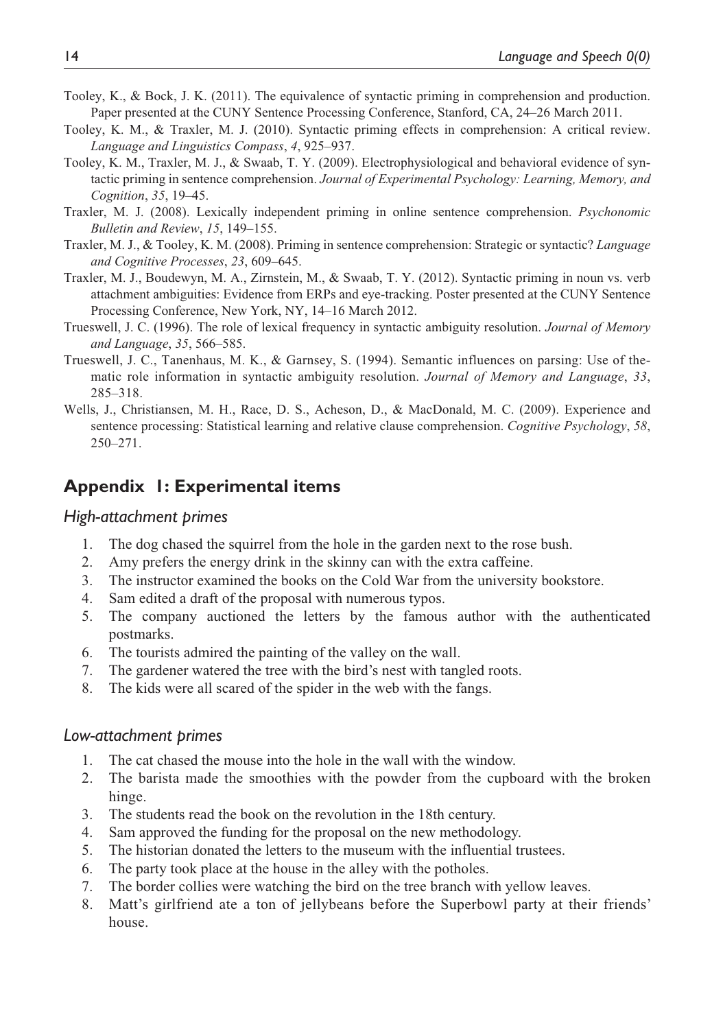Tooley, K., & Bock, J. K. (2011). The equivalence of syntactic priming in comprehension and production. Paper presented at the CUNY Sentence Processing Conference, Stanford, CA, 24–26 March 2011.

Tooley, K. M., & Traxler, M. J. (2010). Syntactic priming effects in comprehension: A critical review. *Language and Linguistics Compass*, *4*, 925–937.

Tooley, K. M., Traxler, M. J., & Swaab, T. Y. (2009). Electrophysiological and behavioral evidence of syntactic priming in sentence comprehension. *Journal of Experimental Psychology: Learning, Memory, and Cognition*, *35*, 19–45.

Traxler, M. J. (2008). Lexically independent priming in online sentence comprehension. *Psychonomic Bulletin and Review*, *15*, 149–155.

Traxler, M. J., & Tooley, K. M. (2008). Priming in sentence comprehension: Strategic or syntactic? *Language and Cognitive Processes*, *23*, 609–645.

Traxler, M. J., Boudewyn, M. A., Zirnstein, M., & Swaab, T. Y. (2012). Syntactic priming in noun vs. verb attachment ambiguities: Evidence from ERPs and eye-tracking. Poster presented at the CUNY Sentence Processing Conference, New York, NY, 14–16 March 2012.

Trueswell, J. C. (1996). The role of lexical frequency in syntactic ambiguity resolution. *Journal of Memory and Language*, *35*, 566–585.

Trueswell, J. C., Tanenhaus, M. K., & Garnsey, S. (1994). Semantic influences on parsing: Use of thematic role information in syntactic ambiguity resolution. *Journal of Memory and Language*, *33*, 285–318.

Wells, J., Christiansen, M. H., Race, D. S., Acheson, D., & MacDonald, M. C. (2009). Experience and sentence processing: Statistical learning and relative clause comprehension. *Cognitive Psychology*, *58*, 250–271.

## Appendix 1: Experimental items

### *High-attachment primes*

1. The dog chased the squirrel from the hole in the garden next to the rose bush.
2. Amy prefers the energy drink in the skinny can with the extra caffeine.
3. The instructor examined the books on the Cold War from the university bookstore.
4. Sam edited a draft of the proposal with numerous typos.
5. The company auctioned the letters by the famous author with the authenticated postmarks.
6. The tourists admired the painting of the valley on the wall.
7. The gardener watered the tree with the bird's nest with tangled roots.
8. The kids were all scared of the spider in the web with the fangs.

### *Low-attachment primes*

1. The cat chased the mouse into the hole in the wall with the window.
2. The barista made the smoothies with the powder from the cupboard with the broken hinge.
3. The students read the book on the revolution in the 18th century.
4. Sam approved the funding for the proposal on the new methodology.
5. The historian donated the letters to the museum with the influential trustees.
6. The party took place at the house in the alley with the potholes.
7. The border collies were watching the bird on the tree branch with yellow leaves.
8. Matt's girlfriend ate a ton of jellybeans before the Superbowl party at their friends' house.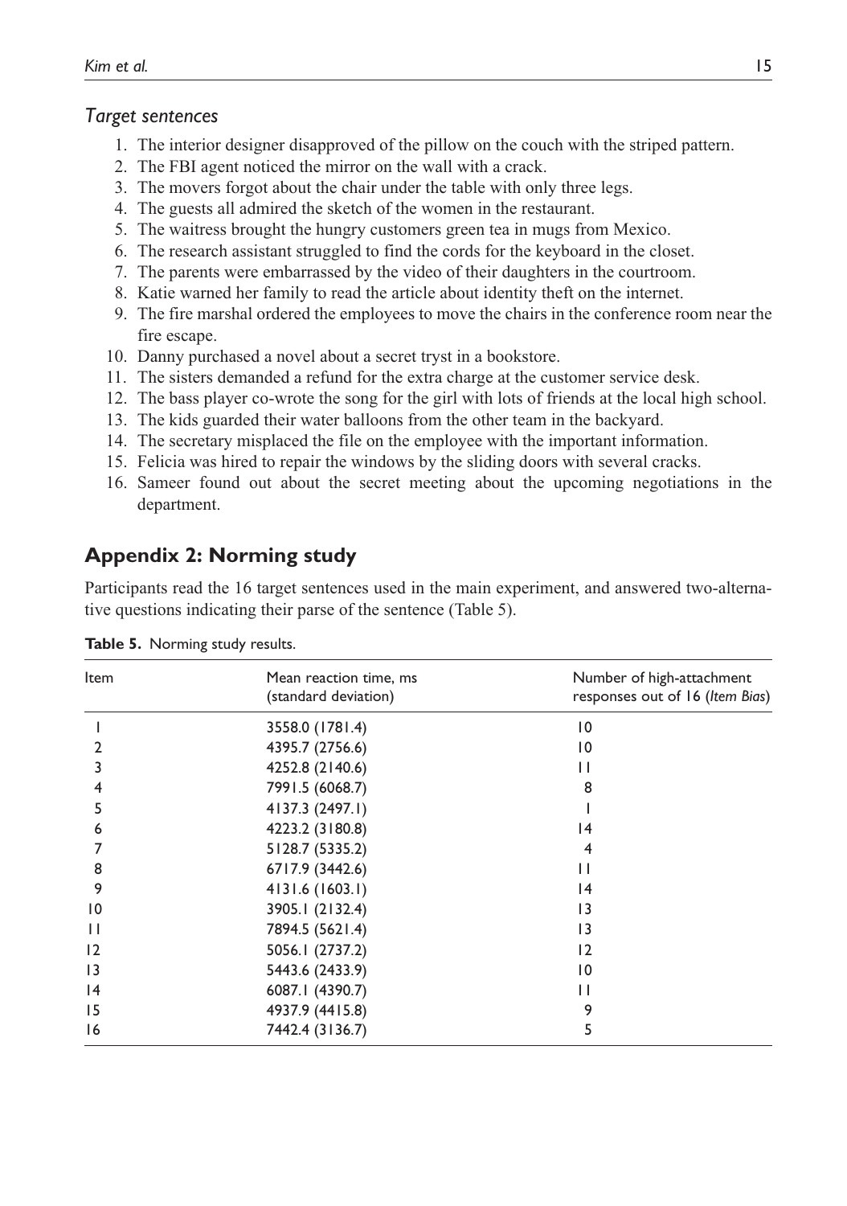### *Target sentences*

1. The interior designer disapproved of the pillow on the couch with the striped pattern.
2. The FBI agent noticed the mirror on the wall with a crack.
3. The movers forgot about the chair under the table with only three legs.
4. The guests all admired the sketch of the women in the restaurant.
5. The waitress brought the hungry customers green tea in mugs from Mexico.
6. The research assistant struggled to find the cords for the keyboard in the closet.
7. The parents were embarrassed by the video of their daughters in the courtroom.
8. Katie warned her family to read the article about identity theft on the internet.
9. The fire marshal ordered the employees to move the chairs in the conference room near the fire escape.
10. Danny purchased a novel about a secret tryst in a bookstore.
11. The sisters demanded a refund for the extra charge at the customer service desk.
12. The bass player co-wrote the song for the girl with lots of friends at the local high school.
13. The kids guarded their water balloons from the other team in the backyard.
14. The secretary misplaced the file on the employee with the important information.
15. Felicia was hired to repair the windows by the sliding doors with several cracks.
16. Sameer found out about the secret meeting about the upcoming negotiations in the department.

## Appendix 2: Norming study

Participants read the 16 target sentences used in the main experiment, and answered two-alternative questions indicating their parse of the sentence (Table 5).

**Table 5.** Norming study results.

| Item | Mean reaction time, ms (standard deviation) | Number of high-attachment responses out of 16 (*Item Bias*) |
|---|---|---|
| 1 | 3558.0 (1781.4) | 10 |
| 2 | 4395.7 (2756.6) | 10 |
| 3 | 4252.8 (2140.6) | 11 |
| 4 | 7991.5 (6068.7) | 8 |
| 5 | 4137.3 (2497.1) | 1 |
| 6 | 4223.2 (3180.8) | 14 |
| 7 | 5128.7 (5335.2) | 4 |
| 8 | 6717.9 (3442.6) | 11 |
| 9 | 4131.6 (1603.1) | 14 |
| 10 | 3905.1 (2132.4) | 13 |
| 11 | 7894.5 (5621.4) | 13 |
| 12 | 5056.1 (2737.2) | 12 |
| 13 | 5443.6 (2433.9) | 10 |
| 14 | 6087.1 (4390.7) | 11 |
| 15 | 4937.9 (4415.8) | 9 |
| 16 | 7442.4 (3136.7) | 5 |